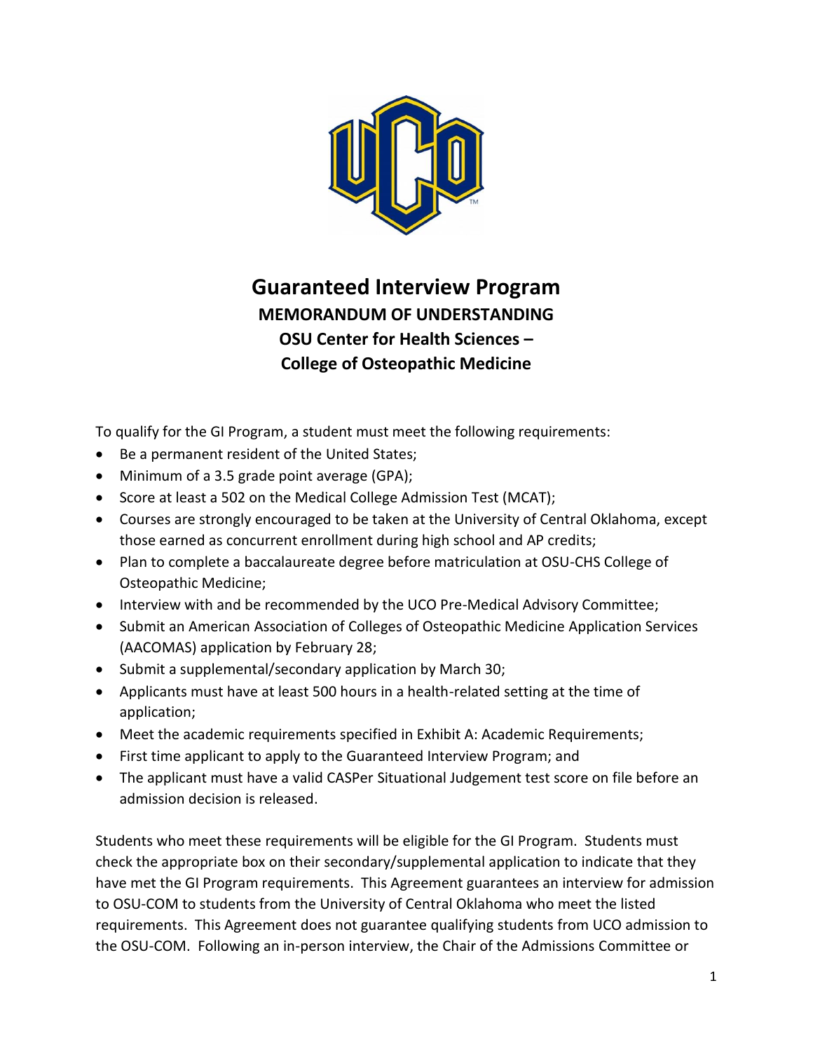# Guaranteed Interview Program

## MEMORANDUM OF UNDERSTANDING

## OSU Center for Health Sciences –

## College of Osteopathic Medicine

To qualify for the GI Program, a student must meet the following requirements:

- Be a permanent resident of the United States;
- Minimum of a 3.5 grade point average (GPA);
- Score at least a 502 on the Medical College Admission Test (MCAT);
- Courses are strongly encouraged to be taken at the University of Central Oklahoma, except those earned as concurrent enrollment during high school and AP credits;
- Plan to complete a baccalaureate degree before matriculation at OSU-CHS College of Osteopathic Medicine;
- Interview with and be recommended by the UCO Pre-Medical Advisory Committee;
- Submit an American Association of Colleges of Osteopathic Medicine Application Services (AACOMAS) application by February 28;
- Submit a supplemental/secondary application by March 30;
- Applicants must have at least 500 hours in a health-related setting at the time of application;
- Meet the academic requirements specified in Exhibit A: Academic Requirements;
- First time applicant to apply to the Guaranteed Interview Program; and
- The applicant must have a valid CASPer Situational Judgement test score on file before an admission decision is released.

Students who meet these requirements will be eligible for the GI Program. Students must check the appropriate box on their secondary/supplemental application to indicate that they have met the GI Program requirements. This Agreement guarantees an interview for admission to OSU-COM to students from the University of Central Oklahoma who meet the listed requirements. This Agreement does not guarantee qualifying students from UCO admission to the OSU-COM. Following an in-person interview, the Chair of the Admissions Committee or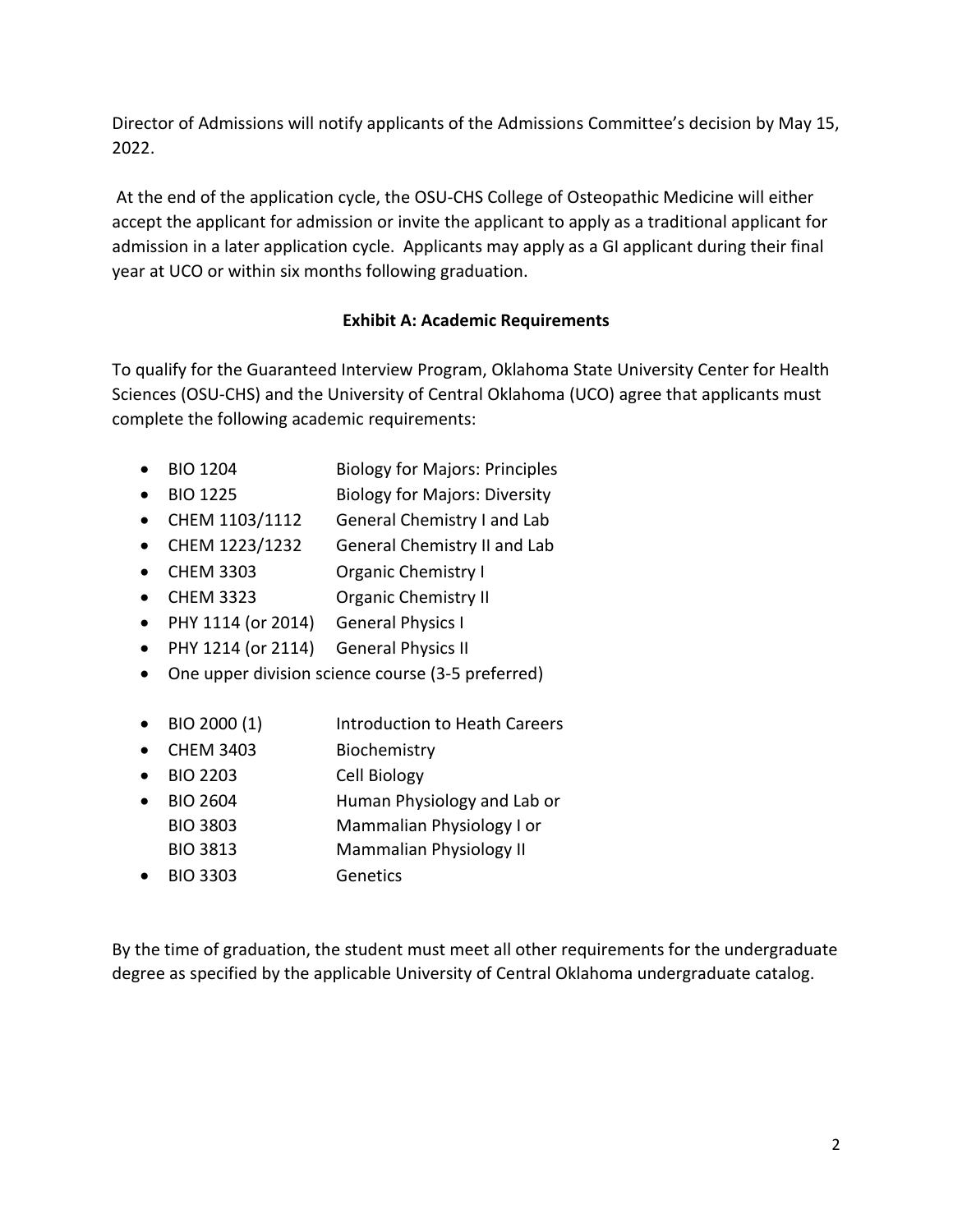Director of Admissions will notify applicants of the Admissions Committee's decision by May 15, 2022.

At the end of the application cycle, the OSU-CHS College of Osteopathic Medicine will either accept the applicant for admission or invite the applicant to apply as a traditional applicant for admission in a later application cycle. Applicants may apply as a GI applicant during their final year at UCO or within six months following graduation.

**Exhibit A: Academic Requirements**

To qualify for the Guaranteed Interview Program, Oklahoma State University Center for Health Sciences (OSU-CHS) and the University of Central Oklahoma (UCO) agree that applicants must complete the following academic requirements:

- BIO 1204 Biology for Majors: Principles
- BIO 1225 Biology for Majors: Diversity
- CHEM 1103/1112 General Chemistry I and Lab
- CHEM 1223/1232 General Chemistry II and Lab
- CHEM 3303 Organic Chemistry I
- CHEM 3323 Organic Chemistry II
- PHY 1114 (or 2014) General Physics I
- PHY 1214 (or 2114) General Physics II
- One upper division science course (3-5 preferred)

- BIO 2000 (1) Introduction to Heath Careers
- CHEM 3403 Biochemistry
- BIO 2203 Cell Biology
- BIO 2604 Human Physiology and Lab or  
  BIO 3803 Mammalian Physiology I or  
  BIO 3813 Mammalian Physiology II
- BIO 3303 Genetics

By the time of graduation, the student must meet all other requirements for the undergraduate degree as specified by the applicable University of Central Oklahoma undergraduate catalog.